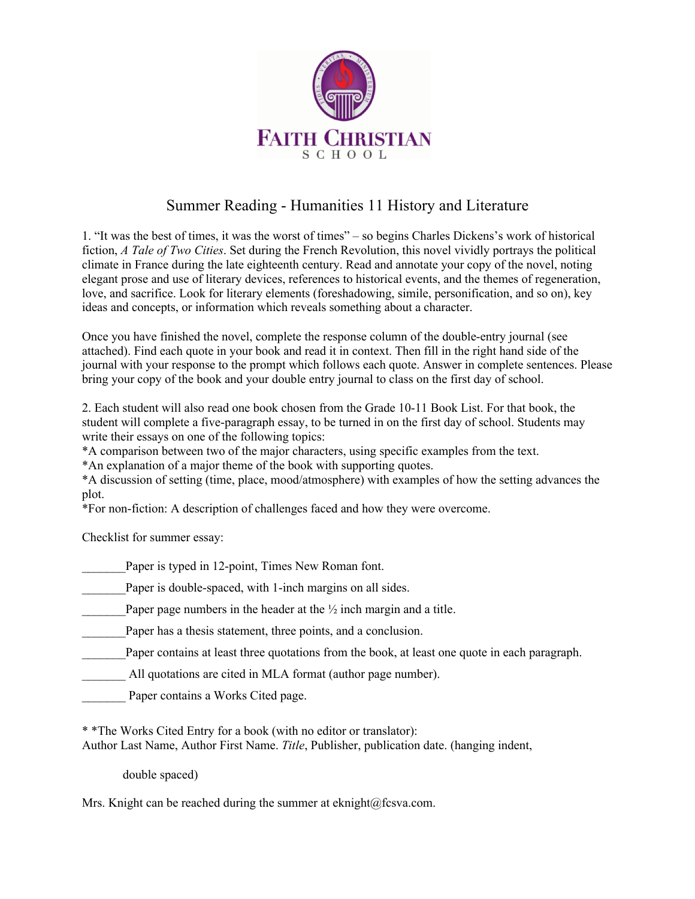FAITH CHRISTIAN
SCHOOL

# Summer Reading - Humanities 11 History and Literature

1. "It was the best of times, it was the worst of times" – so begins Charles Dickens's work of historical fiction, *A Tale of Two Cities*. Set during the French Revolution, this novel vividly portrays the political climate in France during the late eighteenth century. Read and annotate your copy of the novel, noting elegant prose and use of literary devices, references to historical events, and the themes of regeneration, love, and sacrifice. Look for literary elements (foreshadowing, simile, personification, and so on), key ideas and concepts, or information which reveals something about a character.

Once you have finished the novel, complete the response column of the double-entry journal (see attached). Find each quote in your book and read it in context. Then fill in the right hand side of the journal with your response to the prompt which follows each quote. Answer in complete sentences. Please bring your copy of the book and your double entry journal to class on the first day of school.

2. Each student will also read one book chosen from the Grade 10-11 Book List. For that book, the student will complete a five-paragraph essay, to be turned in on the first day of school. Students may write their essays on one of the following topics:

*A comparison between two of the major characters, using specific examples from the text.
*An explanation of a major theme of the book with supporting quotes.
*A discussion of setting (time, place, mood/atmosphere) with examples of how the setting advances the plot.
*For non-fiction: A description of challenges faced and how they were overcome.

Checklist for summer essay:

_______Paper is typed in 12-point, Times New Roman font.

_______Paper is double-spaced, with 1-inch margins on all sides.

_______Paper page numbers in the header at the ½ inch margin and a title.

_______Paper has a thesis statement, three points, and a conclusion.

_______Paper contains at least three quotations from the book, at least one quote in each paragraph.

_______ All quotations are cited in MLA format (author page number).

_______ Paper contains a Works Cited page.

* *The Works Cited Entry for a book (with no editor or translator):
Author Last Name, Author First Name. *Title*, Publisher, publication date. (hanging indent,

double spaced)

Mrs. Knight can be reached during the summer at eknight@fcsva.com.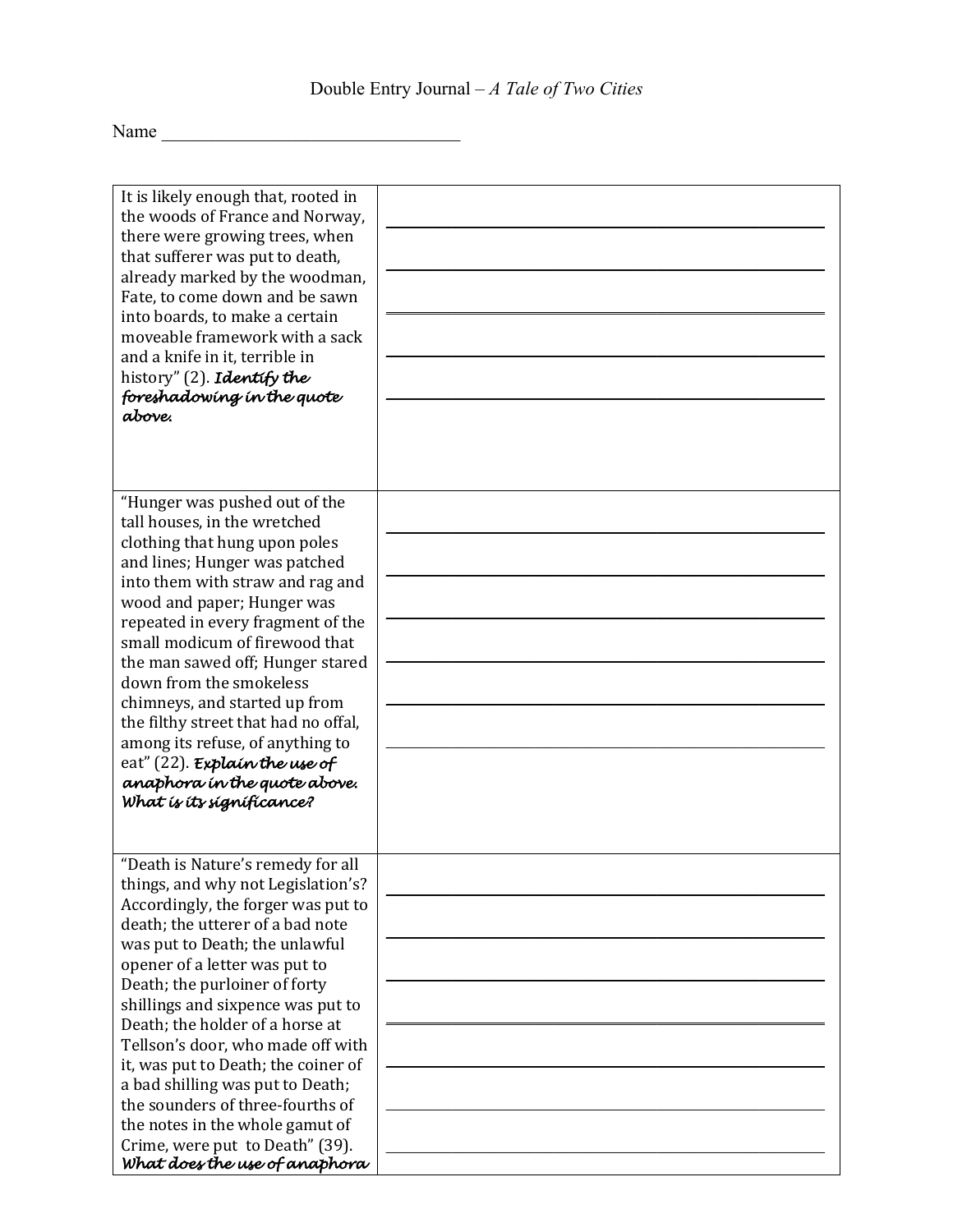Double Entry Journal – *A Tale of Two Cities*

Name ___________________________________

| | |
|---|---|
| It is likely enough that, rooted in the woods of France and Norway, there were growing trees, when that sufferer was put to death, already marked by the woodman, Fate, to come down and be sawn into boards, to make a certain moveable framework with a sack and a knife in it, terrible in history" (2). ***Identify the foreshadowing in the quote above.*** | |
| "Hunger was pushed out of the tall houses, in the wretched clothing that hung upon poles and lines; Hunger was patched into them with straw and rag and wood and paper; Hunger was repeated in every fragment of the small modicum of firewood that the man sawed off; Hunger stared down from the smokeless chimneys, and started up from the filthy street that had no offal, among its refuse, of anything to eat" (22). ***Explain the use of anaphora in the quote above. What is its significance?*** | |
| "Death is Nature's remedy for all things, and why not Legislation's? Accordingly, the forger was put to death; the utterer of a bad note was put to Death; the unlawful opener of a letter was put to Death; the purloiner of forty shillings and sixpence was put to Death; the holder of a horse at Tellson's door, who made off with it, was put to Death; the coiner of a bad shilling was put to Death; the sounders of three-fourths of the notes in the whole gamut of Crime, were put to Death" (39). ***What does the use of anaphora*** | |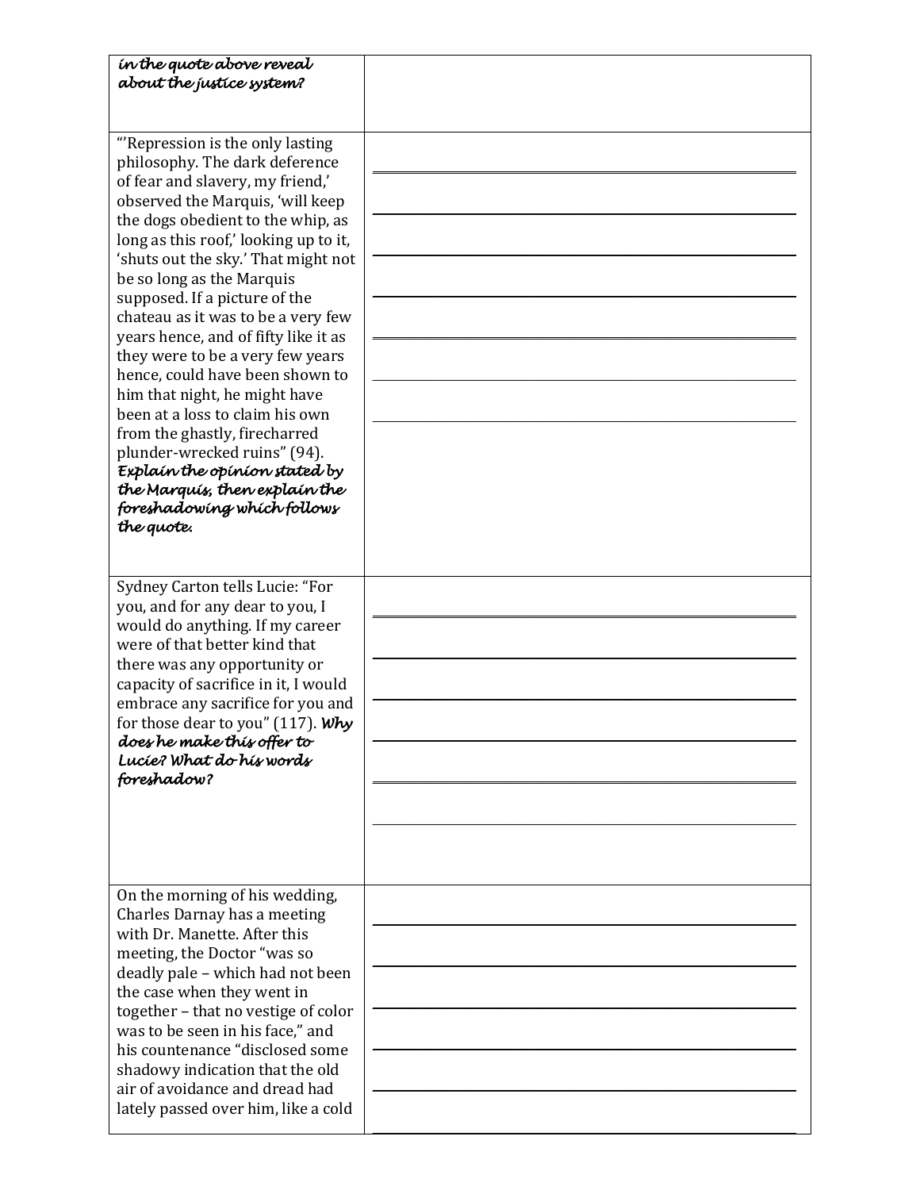| | |
|---|---|
| *in the quote above reveal about the justice system?* | |
| "'Repression is the only lasting philosophy. The dark deference of fear and slavery, my friend,' observed the Marquis, 'will keep the dogs obedient to the whip, as long as this roof,' looking up to it, 'shuts out the sky.' That might not be so long as the Marquis supposed. If a picture of the chateau as it was to be a very few years hence, and of fifty like it as they were to be a very few years hence, could have been shown to him that night, he might have been at a loss to claim his own from the ghastly, firecharred plunder-wrecked ruins" (94). ***Explain the opinion stated by the Marquis, then explain the foreshadowing which follows the quote.*** | |
| Sydney Carton tells Lucie: "For you, and for any dear to you, I would do anything. If my career were of that better kind that there was any opportunity or capacity of sacrifice in it, I would embrace any sacrifice for you and for those dear to you" (117). ***Why does he make this offer to Lucie? What do his words foreshadow?*** | |
| On the morning of his wedding, Charles Darnay has a meeting with Dr. Manette. After this meeting, the Doctor "was so deadly pale – which had not been the case when they went in together – that no vestige of color was to be seen in his face," and his countenance "disclosed some shadowy indication that the old air of avoidance and dread had lately passed over him, like a cold | |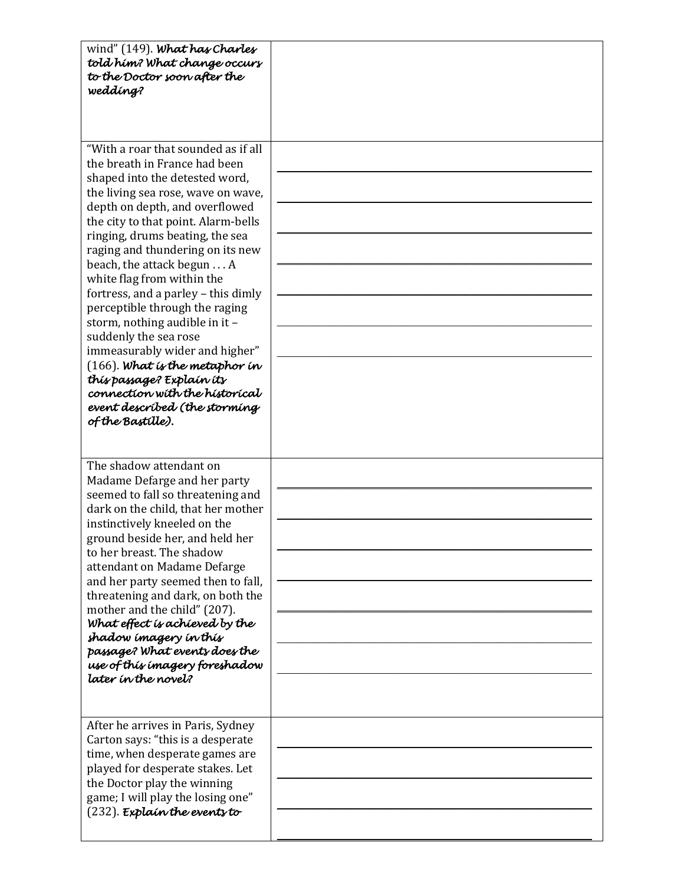| | |
|---|---|
| wind" (149). ***What has Charles told him? What change occurs to the Doctor soon after the wedding?*** | |
| "With a roar that sounded as if all the breath in France had been shaped into the detested word, the living sea rose, wave on wave, depth on depth, and overflowed the city to that point. Alarm-bells ringing, drums beating, the sea raging and thundering on its new beach, the attack begun . . . A white flag from within the fortress, and a parley – this dimly perceptible through the raging storm, nothing audible in it – suddenly the sea rose immeasurably wider and higher" (166). ***What is the metaphor in this passage? Explain its connection with the historical event described (the storming of the Bastille).*** | |
| The shadow attendant on Madame Defarge and her party seemed to fall so threatening and dark on the child, that her mother instinctively kneeled on the ground beside her, and held her to her breast. The shadow attendant on Madame Defarge and her party seemed then to fall, threatening and dark, on both the mother and the child" (207). ***What effect is achieved by the shadow imagery in this passage? What events does the use of this imagery foreshadow later in the novel?*** | |
| After he arrives in Paris, Sydney Carton says: "this is a desperate time, when desperate games are played for desperate stakes. Let the Doctor play the winning game; I will play the losing one" (232). ***Explain the events to*** | |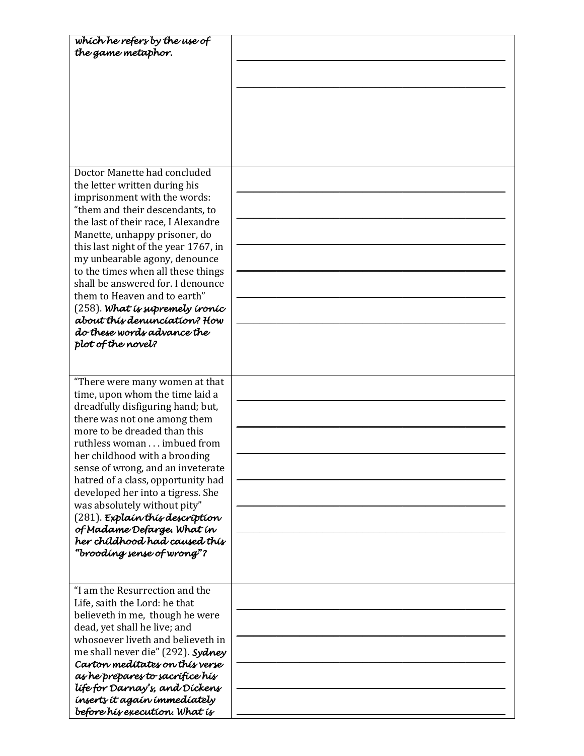| | |
|---|---|
| ***which he refers by the use of the game metaphor.*** | |
| Doctor Manette had concluded the letter written during his imprisonment with the words: "them and their descendants, to the last of their race, I Alexandre Manette, unhappy prisoner, do this last night of the year 1767, in my unbearable agony, denounce to the times when all these things shall be answered for. I denounce them to Heaven and to earth" (258). ***What is supremely ironic about this denunciation? How do these words advance the plot of the novel?*** | |
| "There were many women at that time, upon whom the time laid a dreadfully disfiguring hand; but, there was not one among them more to be dreaded than this ruthless woman . . . imbued from her childhood with a brooding sense of wrong, and an inveterate hatred of a class, opportunity had developed her into a tigress. She was absolutely without pity" (281). ***Explain this description of Madame Defarge. What in her childhood had caused this "brooding sense of wrong"?*** | |
| "I am the Resurrection and the Life, saith the Lord: he that believeth in me, though he were dead, yet shall he live; and whosoever liveth and believeth in me shall never die" (292). ***Sydney Carton meditates on this verse as he prepares to sacrifice his life for Darnay's, and Dickens inserts it again immediately before his execution. What is*** | |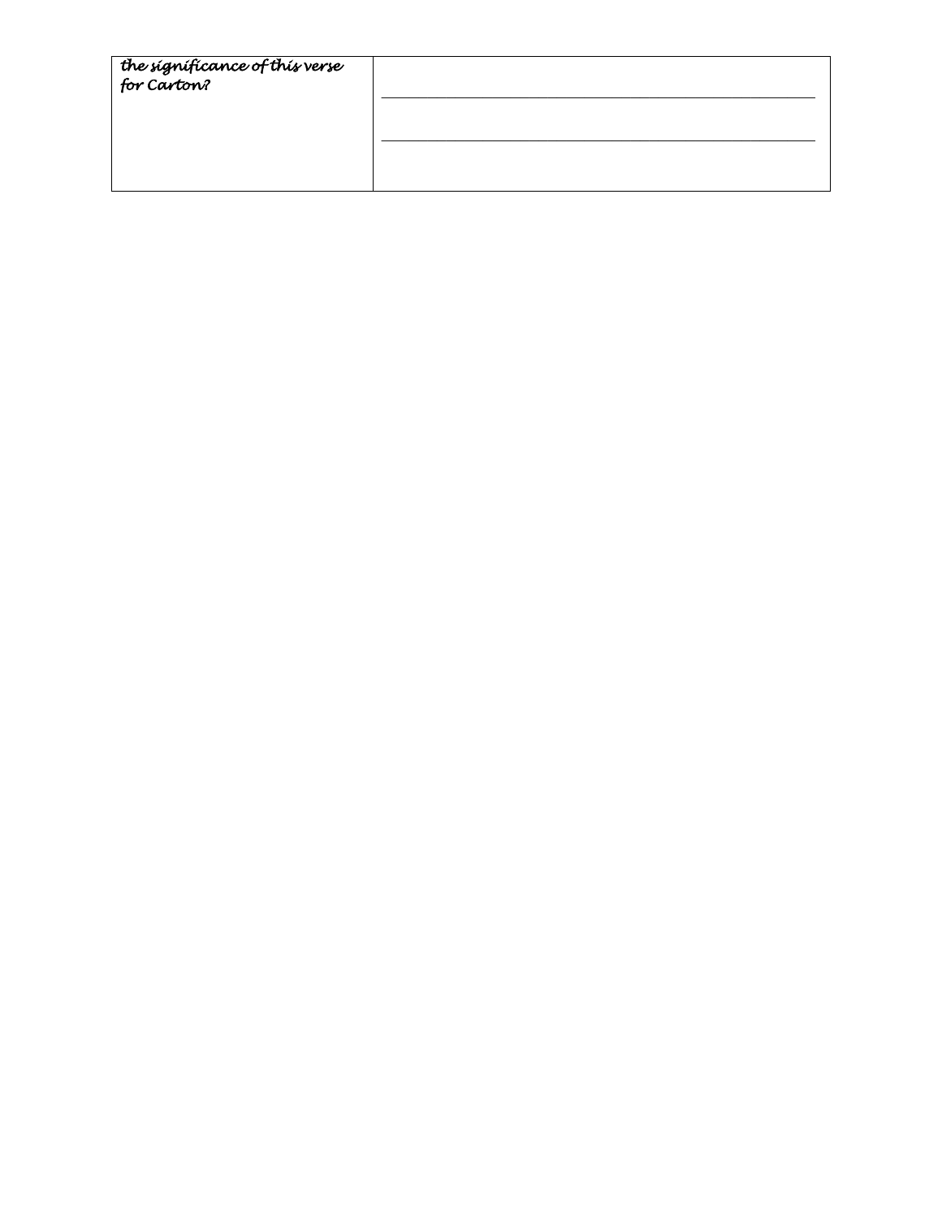| *the significance of this verse for Carton?* | ____________________ ____________________ |
| --- | --- |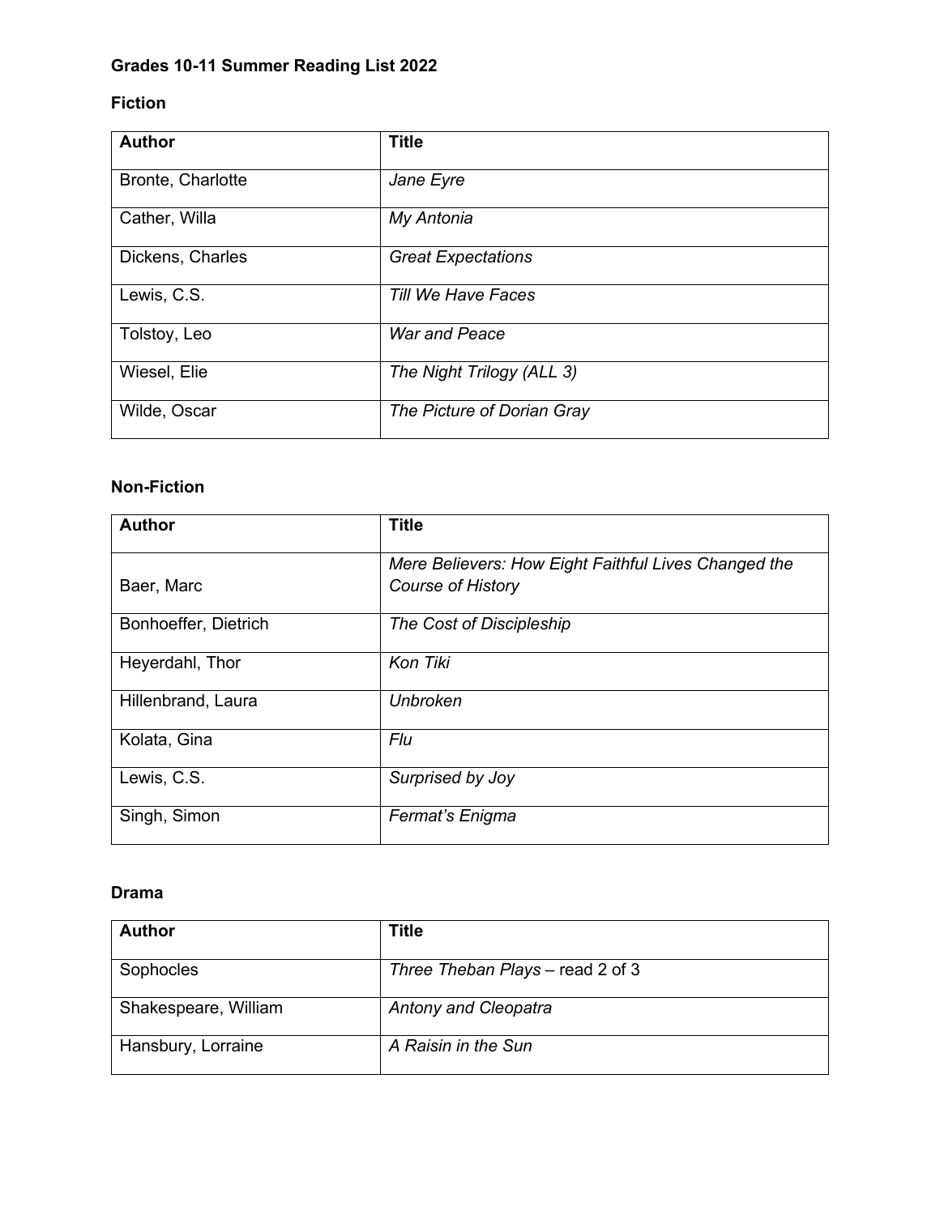**Grades 10-11 Summer Reading List 2022**

**Fiction**

| Author | Title |
| --- | --- |
| Bronte, Charlotte | *Jane Eyre* |
| Cather, Willa | *My Antonia* |
| Dickens, Charles | *Great Expectations* |
| Lewis, C.S. | *Till We Have Faces* |
| Tolstoy, Leo | *War and Peace* |
| Wiesel, Elie | *The Night Trilogy (ALL 3)* |
| Wilde, Oscar | *The Picture of Dorian Gray* |

**Non-Fiction**

| Author | Title |
| --- | --- |
| Baer, Marc | *Mere Believers: How Eight Faithful Lives Changed the Course of History* |
| Bonhoeffer, Dietrich | *The Cost of Discipleship* |
| Heyerdahl, Thor | *Kon Tiki* |
| Hillenbrand, Laura | *Unbroken* |
| Kolata, Gina | *Flu* |
| Lewis, C.S. | *Surprised by Joy* |
| Singh, Simon | *Fermat's Enigma* |

**Drama**

| Author | Title |
| --- | --- |
| Sophocles | *Three Theban Plays* – read 2 of 3 |
| Shakespeare, William | *Antony and Cleopatra* |
| Hansbury, Lorraine | *A Raisin in the Sun* |